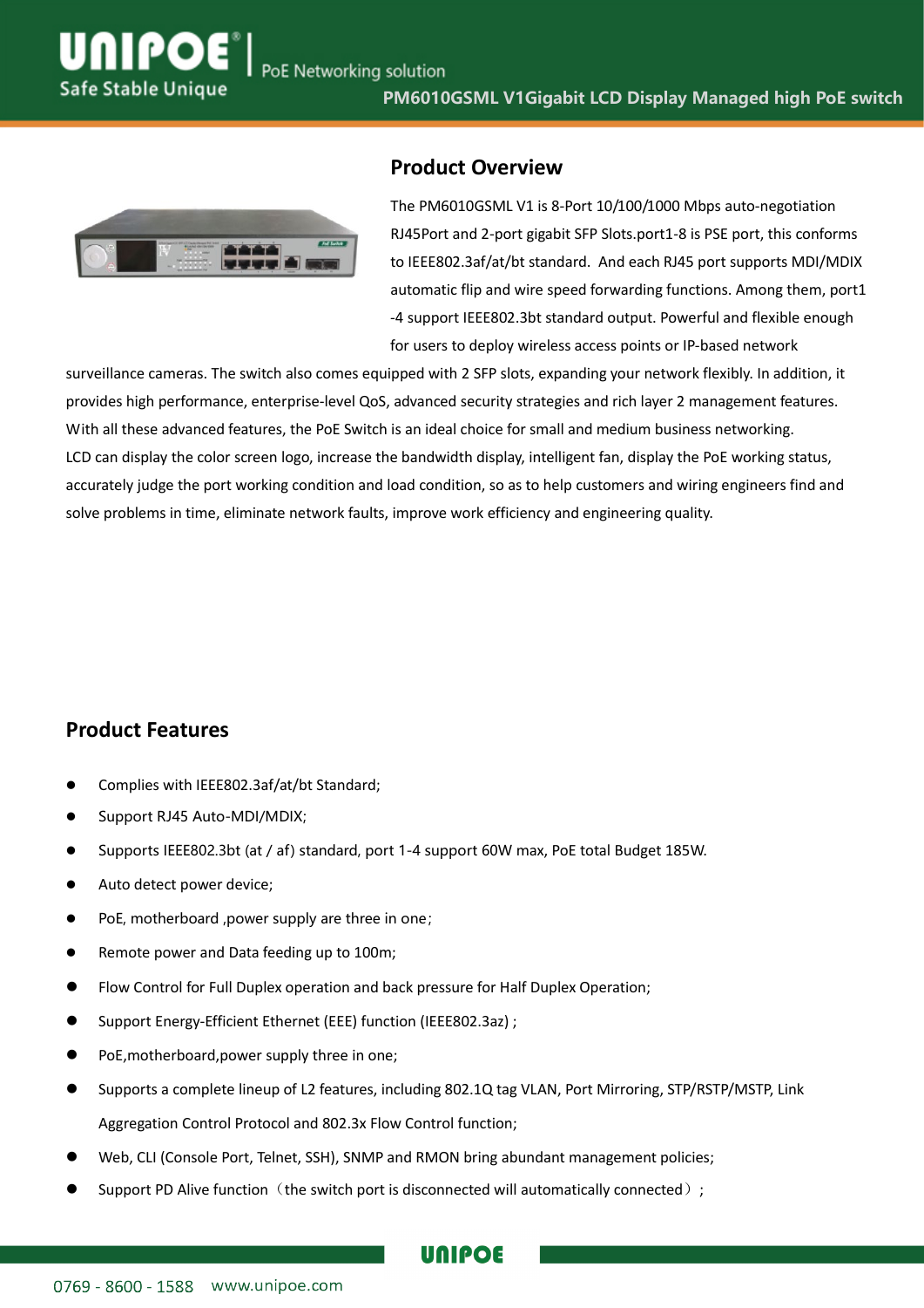# PM6010GSML V1Gigabit LCD Display Managed high PoE switch

## Product Overview

The PM6010GSML V1 is 8-Port 10/100/1000 Mbps auto-negotiation RJ45Port and 2-port gigabit SFP Slots.port1-8 is PSE port, this conforms to IEEE802.3af/at/bt standard. And each RJ45 port supports MDI/MDIX automatic flip and wire speed forwarding functions. Among them, port1 -4 support IEEE802.3bt standard output. Powerful and flexible enough for users to deploy wireless access points or IP-based network surveillance cameras. The switch also comes equipped with 2 SFP slots, expanding your network flexibly. In addition, it provides high performance, enterprise-level QoS, advanced security strategies and rich layer 2 management features. With all these advanced features, the PoE Switch is an ideal choice for small and medium business networking.
LCD can display the color screen logo, increase the bandwidth display, intelligent fan, display the PoE working status, accurately judge the port working condition and load condition, so as to help customers and wiring engineers find and solve problems in time, eliminate network faults, improve work efficiency and engineering quality.

## Product Features

- Complies with IEEE802.3af/at/bt Standard;
- Support RJ45 Auto-MDI/MDIX;
- Supports IEEE802.3bt (at / af) standard, port 1-4 support 60W max, PoE total Budget 185W.
- Auto detect power device;
- PoE, motherboard ,power supply are three in one;
- Remote power and Data feeding up to 100m;
- Flow Control for Full Duplex operation and back pressure for Half Duplex Operation;
- Support Energy-Efficient Ethernet (EEE) function (IEEE802.3az) ;
- PoE,motherboard,power supply three in one;
- Supports a complete lineup of L2 features, including 802.1Q tag VLAN, Port Mirroring, STP/RSTP/MSTP, Link Aggregation Control Protocol and 802.3x Flow Control function;
- Web, CLI (Console Port, Telnet, SSH), SNMP and RMON bring abundant management policies;
- Support PD Alive function（the switch port is disconnected will automatically connected）;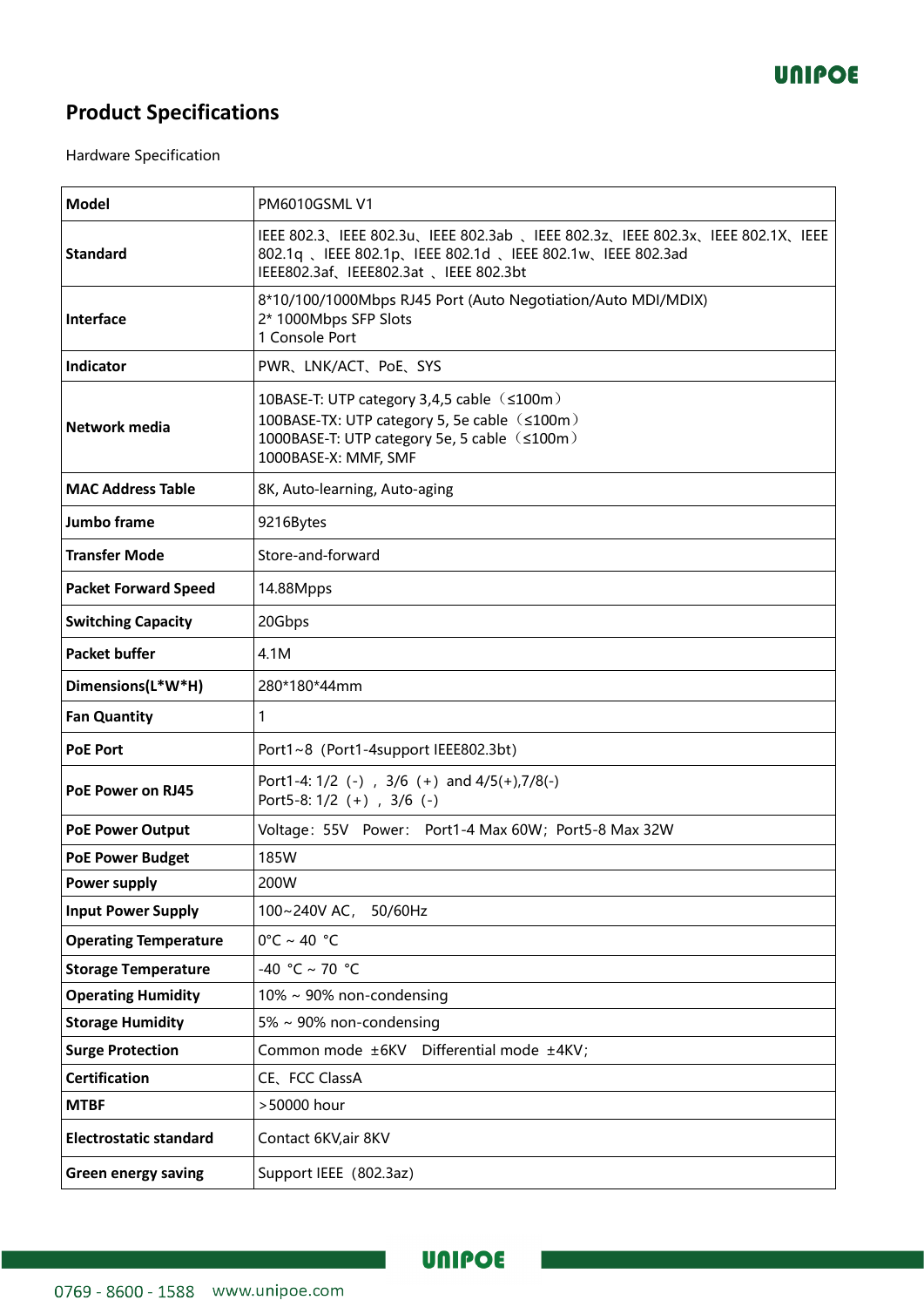## Product Specifications

Hardware Specification

| Model | PM6010GSML V1 |
|---|---|
| Standard | IEEE 802.3、IEEE 802.3u、IEEE 802.3ab 、IEEE 802.3z、IEEE 802.3x、IEEE 802.1X、IEEE 802.1q 、IEEE 802.1p、IEEE 802.1d 、IEEE 802.1w、IEEE 802.3ad IEEE802.3af、IEEE802.3at 、IEEE 802.3bt |
| Interface | 8*10/100/1000Mbps RJ45 Port (Auto Negotiation/Auto MDI/MDIX)<br>2* 1000Mbps SFP Slots<br>1 Console Port |
| Indicator | PWR、LNK/ACT、PoE、SYS |
| Network media | 10BASE-T: UTP category 3,4,5 cable（≤100m）<br>100BASE-TX: UTP category 5, 5e cable（≤100m）<br>1000BASE-T: UTP category 5e, 5 cable（≤100m）<br>1000BASE-X: MMF, SMF |
| MAC Address Table | 8K, Auto-learning, Auto-aging |
| Jumbo frame | 9216Bytes |
| Transfer Mode | Store-and-forward |
| Packet Forward Speed | 14.88Mpps |
| Switching Capacity | 20Gbps |
| Packet buffer | 4.1M |
| Dimensions(L*W*H) | 280*180*44mm |
| Fan Quantity | 1 |
| PoE Port | Port1~8（Port1-4support IEEE802.3bt） |
| PoE Power on RJ45 | Port1-4: 1/2（-），3/6（+）and 4/5(+),7/8(-)<br>Port5-8: 1/2（+），3/6（-） |
| PoE Power Output | Voltage：55V Power： Port1-4 Max 60W；Port5-8 Max 32W |
| PoE Power Budget | 185W |
| Power supply | 200W |
| Input Power Supply | 100~240V AC， 50/60Hz |
| Operating Temperature | 0°C ~ 40 °C |
| Storage Temperature | -40 °C ~ 70 °C |
| Operating Humidity | 10% ~ 90% non-condensing |
| Storage Humidity | 5% ~ 90% non-condensing |
| Surge Protection | Common mode ±6KV Differential mode ±4KV； |
| Certification | CE、FCC ClassA |
| MTBF | >50000 hour |
| Electrostatic standard | Contact 6KV,air 8KV |
| Green energy saving | Support IEEE（802.3az) |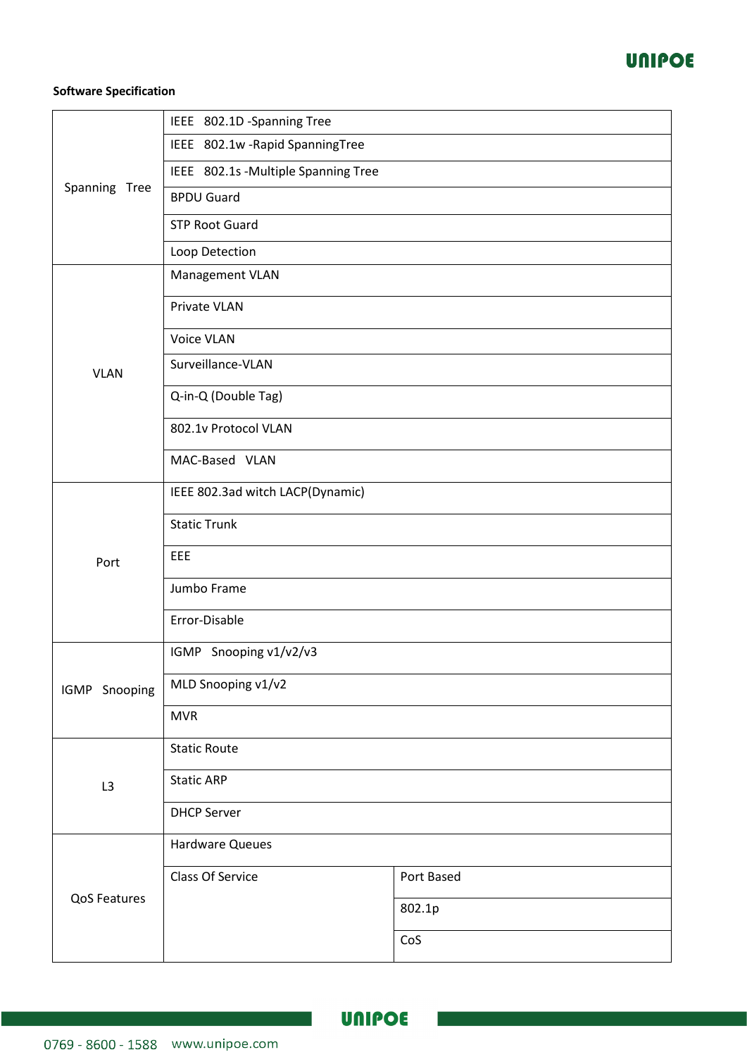**Software Specification**

| | | |
|---|---|---|
| Spanning Tree | IEEE 802.1D -Spanning Tree | |
| | IEEE 802.1w -Rapid SpanningTree | |
| | IEEE 802.1s -Multiple Spanning Tree | |
| | BPDU Guard | |
| | STP Root Guard | |
| | Loop Detection | |
| VLAN | Management VLAN | |
| | Private VLAN | |
| | Voice VLAN | |
| | Surveillance-VLAN | |
| | Q-in-Q (Double Tag) | |
| | 802.1v Protocol VLAN | |
| | MAC-Based VLAN | |
| Port | IEEE 802.3ad witch LACP(Dynamic) | |
| | Static Trunk | |
| | EEE | |
| | Jumbo Frame | |
| | Error-Disable | |
| IGMP Snooping | IGMP Snooping v1/v2/v3 | |
| | MLD Snooping v1/v2 | |
| | MVR | |
| L3 | Static Route | |
| | Static ARP | |
| | DHCP Server | |
| QoS Features | Hardware Queues | |
| | Class Of Service | Port Based |
| | | 802.1p |
| | | CoS |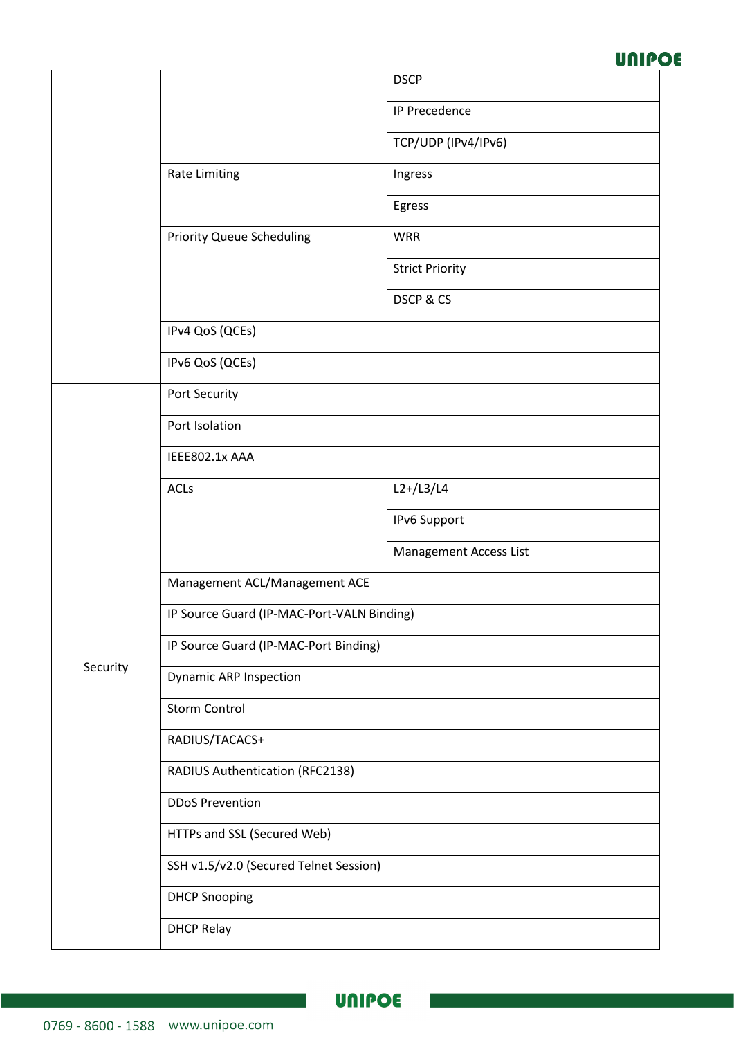| | | |
|---|---|---|
| | | DSCP |
| | | IP Precedence |
| | | TCP/UDP (IPv4/IPv6) |
| | Rate Limiting | Ingress |
| | | Egress |
| | Priority Queue Scheduling | WRR |
| | | Strict Priority |
| | | DSCP & CS |
| | IPv4 QoS (QCEs) | |
| | IPv6 QoS (QCEs) | |
| Security | Port Security | |
| | Port Isolation | |
| | IEEE802.1x AAA | |
| | ACLs | L2+/L3/L4 |
| | | IPv6 Support |
| | | Management Access List |
| | Management ACL/Management ACE | |
| | IP Source Guard (IP-MAC-Port-VALN Binding) | |
| | IP Source Guard (IP-MAC-Port Binding) | |
| | Dynamic ARP Inspection | |
| | Storm Control | |
| | RADIUS/TACACS+ | |
| | RADIUS Authentication (RFC2138) | |
| | DDoS Prevention | |
| | HTTPs and SSL (Secured Web) | |
| | SSH v1.5/v2.0 (Secured Telnet Session) | |
| | DHCP Snooping | |
| | DHCP Relay | |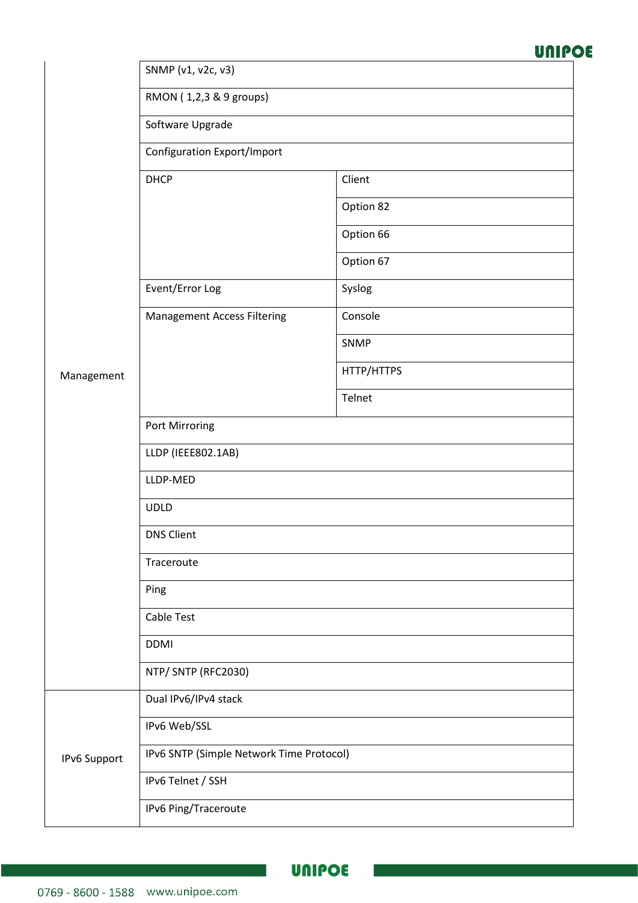| | | |
|---|---|---|
| Management | SNMP (v1, v2c, v3) | |
| | RMON ( 1,2,3 & 9 groups) | |
| | Software Upgrade | |
| | Configuration Export/Import | |
| | DHCP | Client |
| | | Option 82 |
| | | Option 66 |
| | | Option 67 |
| | Event/Error Log | Syslog |
| | Management Access Filtering | Console |
| | | SNMP |
| | | HTTP/HTTPS |
| | | Telnet |
| | Port Mirroring | |
| | LLDP (IEEE802.1AB) | |
| | LLDP-MED | |
| | UDLD | |
| | DNS Client | |
| | Traceroute | |
| | Ping | |
| | Cable Test | |
| | DDMI | |
| | NTP/ SNTP (RFC2030) | |
| IPv6 Support | Dual IPv6/IPv4 stack | |
| | IPv6 Web/SSL | |
| | IPv6 SNTP (Simple Network Time Protocol) | |
| | IPv6 Telnet / SSH | |
| | IPv6 Ping/Traceroute | |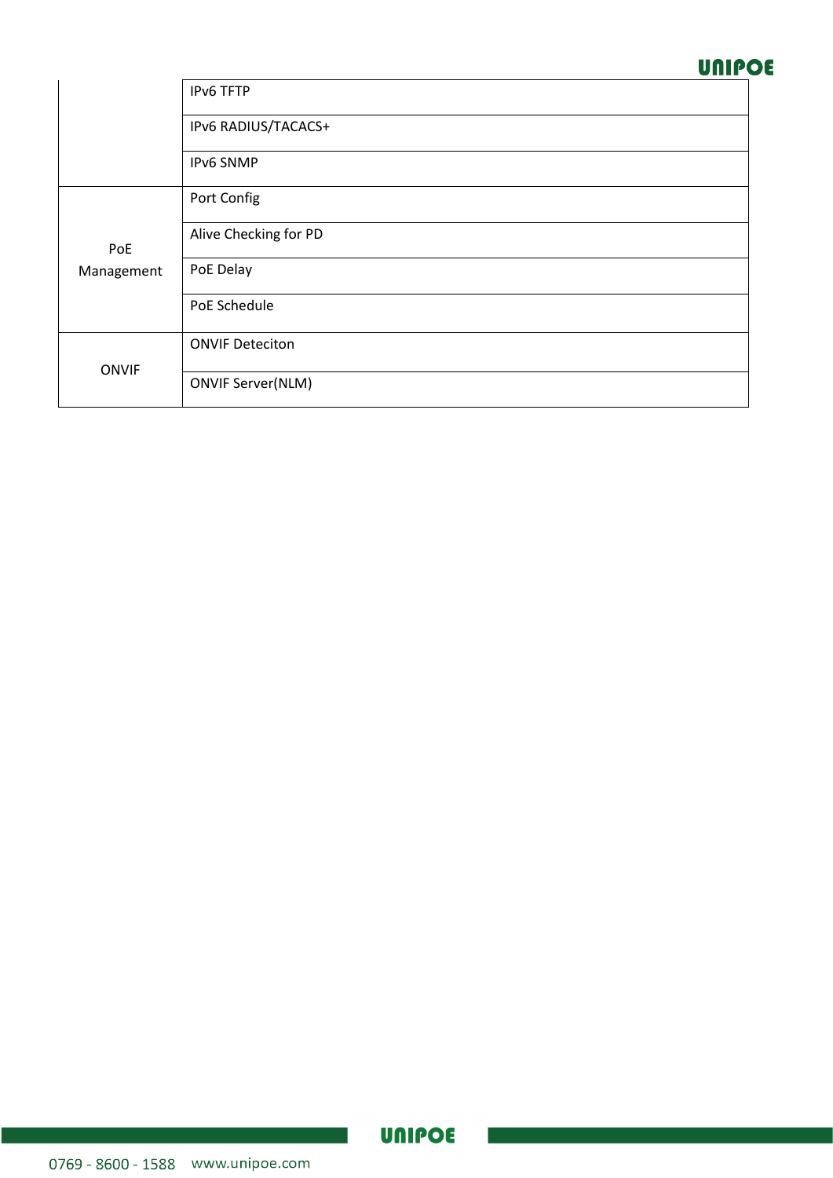| | |
|---|---|
| | IPv6 TFTP |
| | IPv6 RADIUS/TACACS+ |
| | IPv6 SNMP |
| PoE Management | Port Config |
| | Alive Checking for PD |
| | PoE Delay |
| | PoE Schedule |
| ONVIF | ONVIF Deteciton |
| | ONVIF Server(NLM) |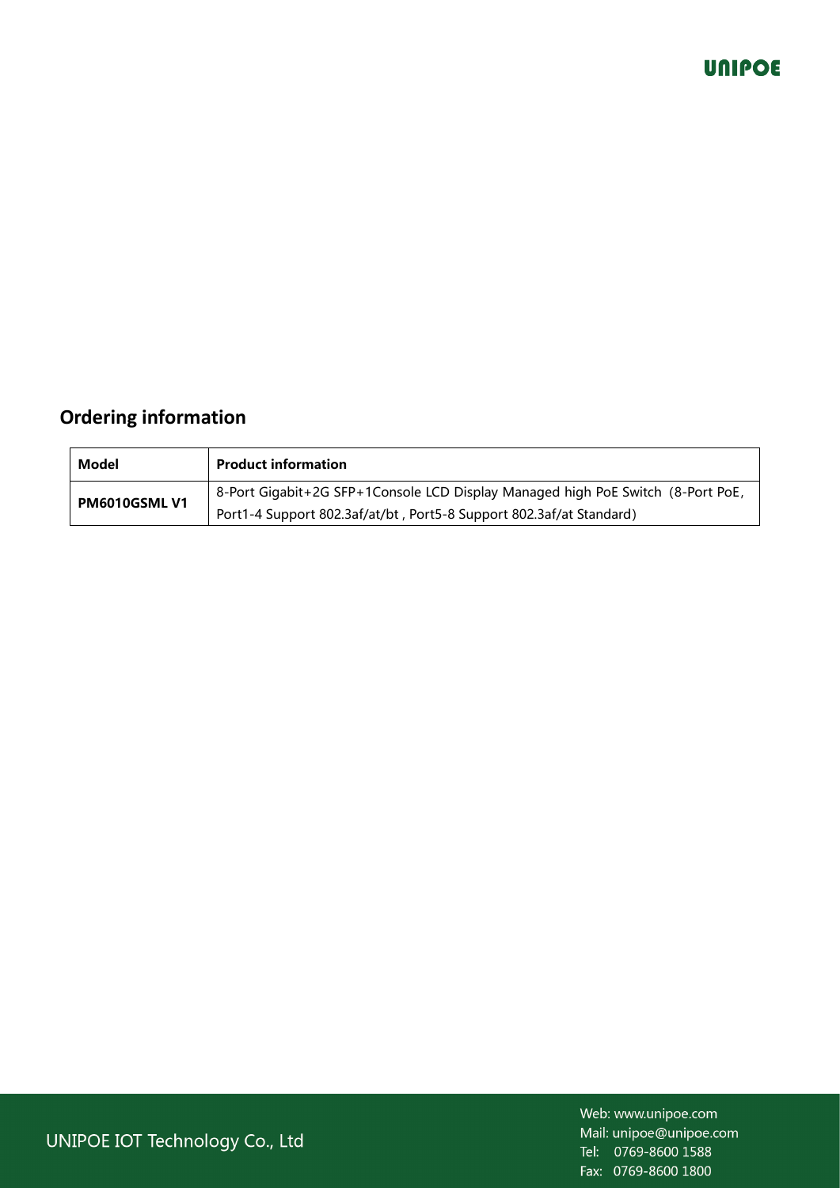## Ordering information

| Model | Product information |
|---|---|
| **PM6010GSML V1** | 8-Port Gigabit+2G SFP+1Console LCD Display Managed high PoE Switch（8-Port PoE, Port1-4 Support 802.3af/at/bt , Port5-8 Support 802.3af/at Standard） |